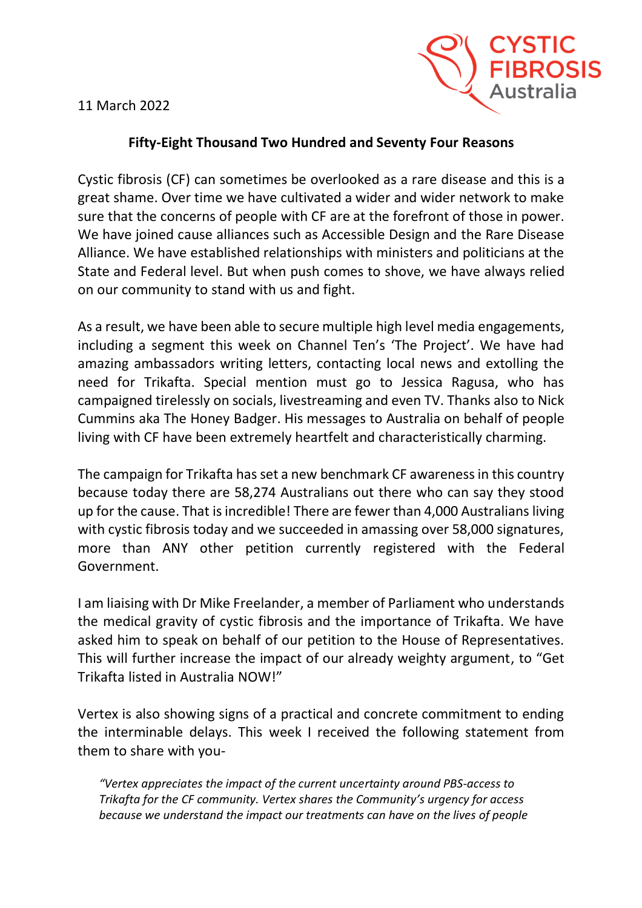11 March 2022

**Fifty-Eight Thousand Two Hundred and Seventy Four Reasons**

Cystic fibrosis (CF) can sometimes be overlooked as a rare disease and this is a great shame. Over time we have cultivated a wider and wider network to make sure that the concerns of people with CF are at the forefront of those in power. We have joined cause alliances such as Accessible Design and the Rare Disease Alliance. We have established relationships with ministers and politicians at the State and Federal level. But when push comes to shove, we have always relied on our community to stand with us and fight.

As a result, we have been able to secure multiple high level media engagements, including a segment this week on Channel Ten's 'The Project'. We have had amazing ambassadors writing letters, contacting local news and extolling the need for Trikafta. Special mention must go to Jessica Ragusa, who has campaigned tirelessly on socials, livestreaming and even TV. Thanks also to Nick Cummins aka The Honey Badger. His messages to Australia on behalf of people living with CF have been extremely heartfelt and characteristically charming.

The campaign for Trikafta has set a new benchmark CF awareness in this country because today there are 58,274 Australians out there who can say they stood up for the cause. That is incredible! There are fewer than 4,000 Australians living with cystic fibrosis today and we succeeded in amassing over 58,000 signatures, more than ANY other petition currently registered with the Federal Government.

I am liaising with Dr Mike Freelander, a member of Parliament who understands the medical gravity of cystic fibrosis and the importance of Trikafta. We have asked him to speak on behalf of our petition to the House of Representatives. This will further increase the impact of our already weighty argument, to "Get Trikafta listed in Australia NOW!"

Vertex is also showing signs of a practical and concrete commitment to ending the interminable delays. This week I received the following statement from them to share with you-

> *"Vertex appreciates the impact of the current uncertainty around PBS-access to Trikafta for the CF community. Vertex shares the Community's urgency for access because we understand the impact our treatments can have on the lives of people*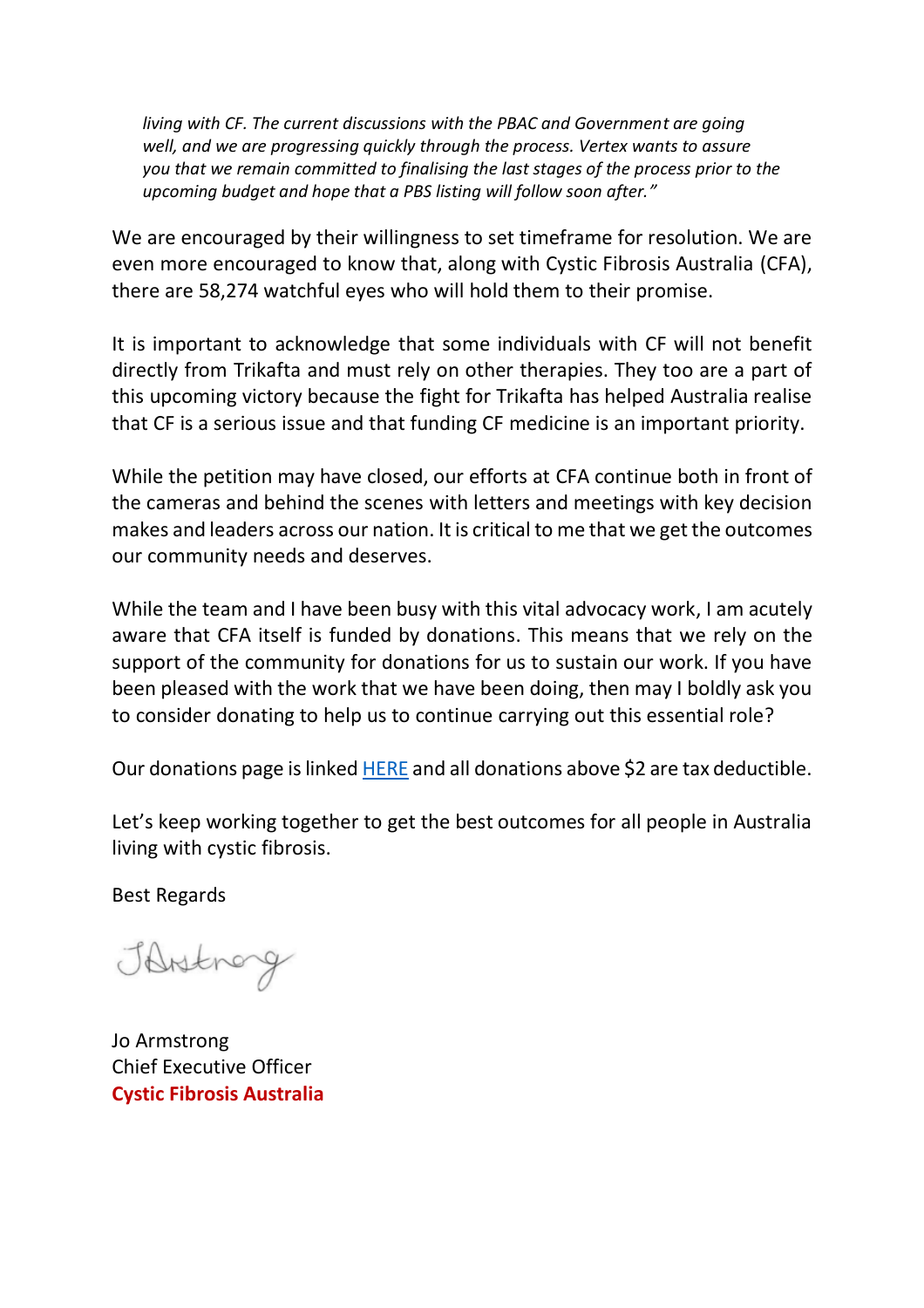*living with CF. The current discussions with the PBAC and Government are going well, and we are progressing quickly through the process. Vertex wants to assure you that we remain committed to finalising the last stages of the process prior to the upcoming budget and hope that a PBS listing will follow soon after."*

We are encouraged by their willingness to set timeframe for resolution. We are even more encouraged to know that, along with Cystic Fibrosis Australia (CFA), there are 58,274 watchful eyes who will hold them to their promise.

It is important to acknowledge that some individuals with CF will not benefit directly from Trikafta and must rely on other therapies. They too are a part of this upcoming victory because the fight for Trikafta has helped Australia realise that CF is a serious issue and that funding CF medicine is an important priority.

While the petition may have closed, our efforts at CFA continue both in front of the cameras and behind the scenes with letters and meetings with key decision makes and leaders across our nation. It is critical to me that we get the outcomes our community needs and deserves.

While the team and I have been busy with this vital advocacy work, I am acutely aware that CFA itself is funded by donations. This means that we rely on the support of the community for donations for us to sustain our work. If you have been pleased with the work that we have been doing, then may I boldly ask you to consider donating to help us to continue carrying out this essential role?

Our donations page is linked HERE and all donations above $2 are tax deductible.

Let's keep working together to get the best outcomes for all people in Australia living with cystic fibrosis.

Best Regards

Jo Armstrong
Chief Executive Officer
**Cystic Fibrosis Australia**